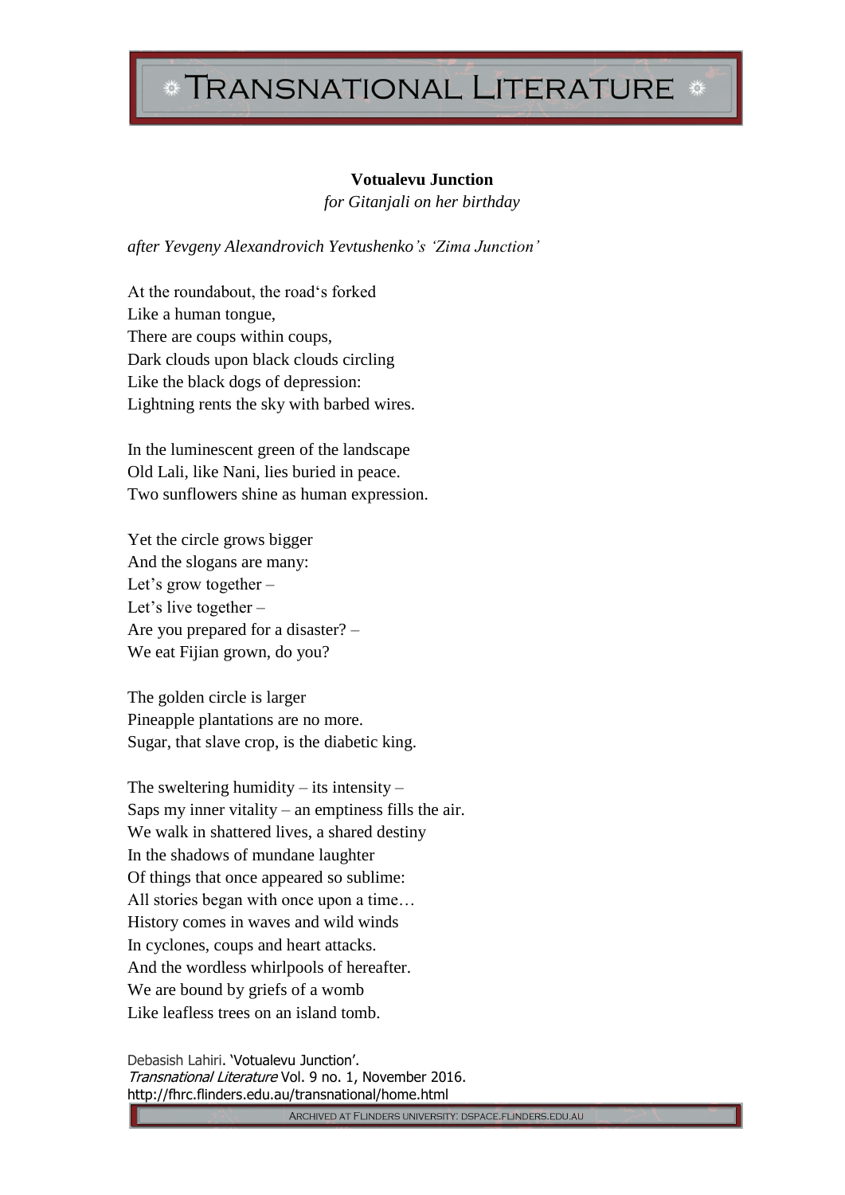# Votualevu Junction

*for Gitanjali on her birthday*

*after Yevgeny Alexandrovich Yevtushenko's 'Zima Junction'*

At the roundabout, the road's forked  
Like a human tongue,  
There are coups within coups,  
Dark clouds upon black clouds circling  
Like the black dogs of depression:  
Lightning rents the sky with barbed wires.

In the luminescent green of the landscape  
Old Lali, like Nani, lies buried in peace.  
Two sunflowers shine as human expression.

Yet the circle grows bigger  
And the slogans are many:  
Let's grow together –  
Let's live together –  
Are you prepared for a disaster? –  
We eat Fijian grown, do you?

The golden circle is larger  
Pineapple plantations are no more.  
Sugar, that slave crop, is the diabetic king.

The sweltering humidity – its intensity –  
Saps my inner vitality – an emptiness fills the air.  
We walk in shattered lives, a shared destiny  
In the shadows of mundane laughter  
Of things that once appeared so sublime:  
All stories began with once upon a time…  
History comes in waves and wild winds  
In cyclones, coups and heart attacks.  
And the wordless whirlpools of hereafter.  
We are bound by griefs of a womb  
Like leafless trees on an island tomb.

Debasish Lahiri. 'Votualevu Junction'.  
*Transnational Literature* Vol. 9 no. 1, November 2016.  
http://fhrc.flinders.edu.au/transnational/home.html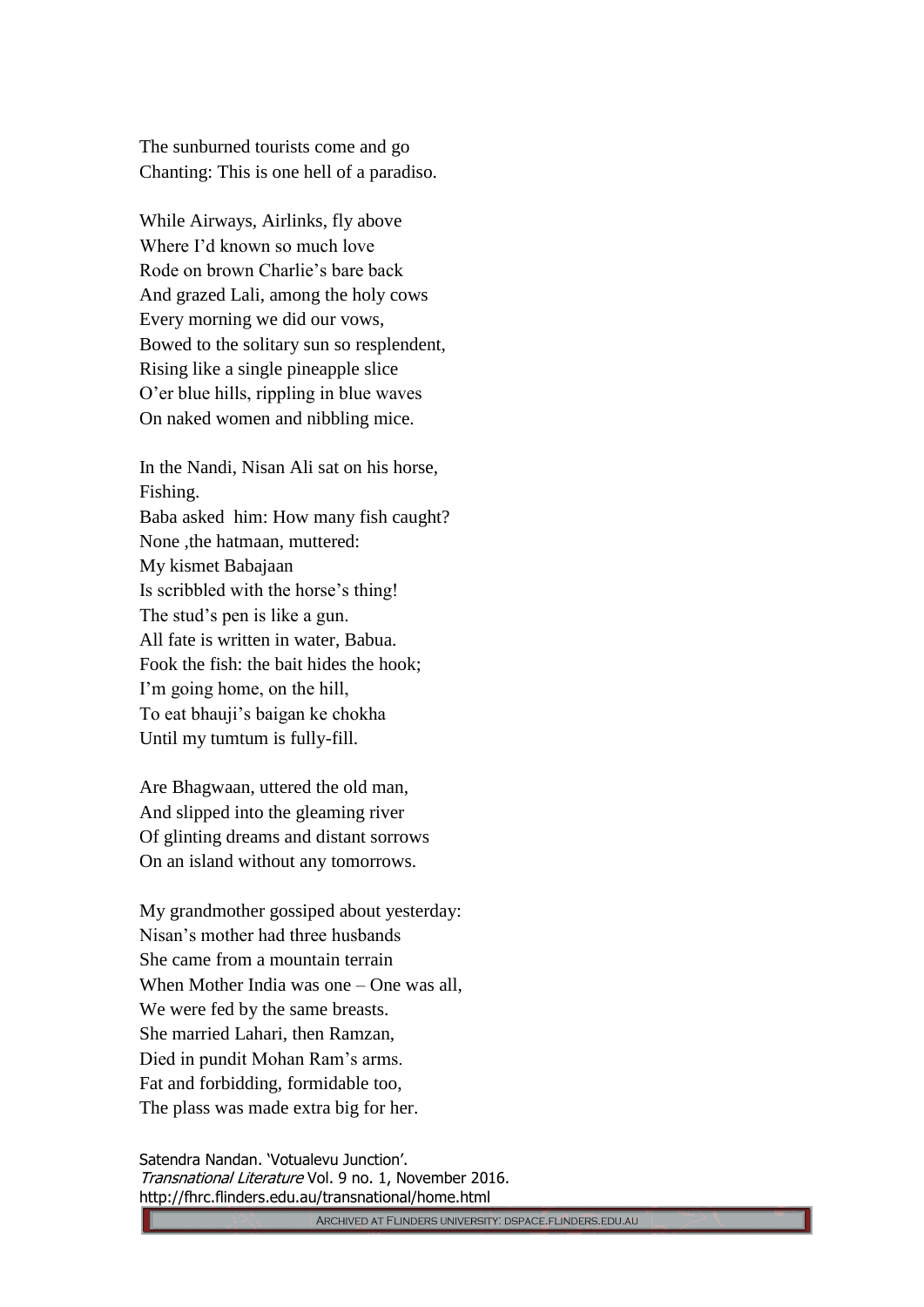The sunburned tourists come and go
Chanting: This is one hell of a paradiso.

While Airways, Airlinks, fly above
Where I'd known so much love
Rode on brown Charlie's bare back
And grazed Lali, among the holy cows
Every morning we did our vows,
Bowed to the solitary sun so resplendent,
Rising like a single pineapple slice
O'er blue hills, rippling in blue waves
On naked women and nibbling mice.

In the Nandi, Nisan Ali sat on his horse,
Fishing.
Baba asked him: How many fish caught?
None ,the hatmaan, muttered:
My kismet Babajaan
Is scribbled with the horse's thing!
The stud's pen is like a gun.
All fate is written in water, Babua.
Fook the fish: the bait hides the hook;
I'm going home, on the hill,
To eat bhauji's baigan ke chokha
Until my tumtum is fully-fill.

Are Bhagwaan, uttered the old man,
And slipped into the gleaming river
Of glinting dreams and distant sorrows
On an island without any tomorrows.

My grandmother gossiped about yesterday:
Nisan's mother had three husbands
She came from a mountain terrain
When Mother India was one – One was all,
We were fed by the same breasts.
She married Lahari, then Ramzan,
Died in pundit Mohan Ram's arms.
Fat and forbidding, formidable too,
The plass was made extra big for her.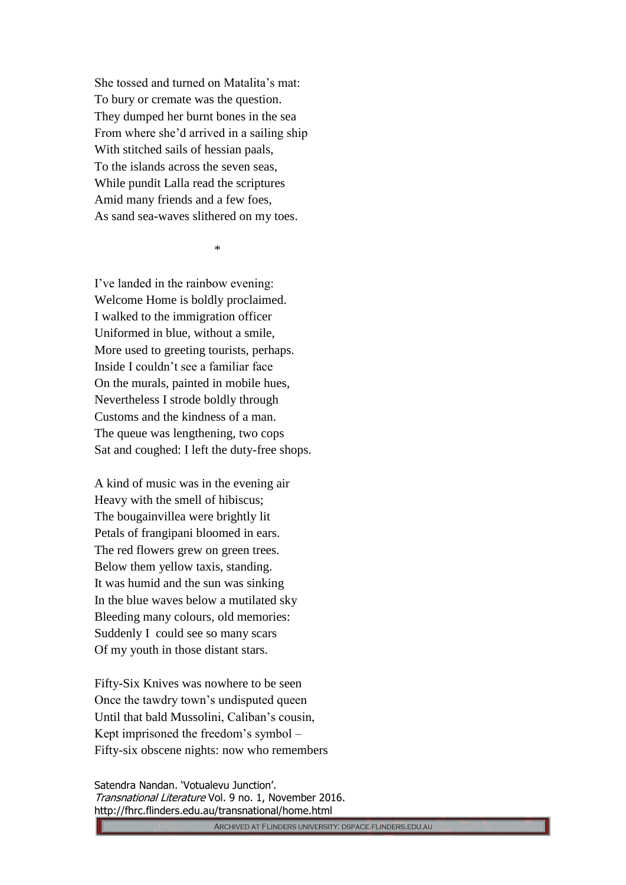She tossed and turned on Matalita's mat:  
To bury or cremate was the question.  
They dumped her burnt bones in the sea  
From where she'd arrived in a sailing ship  
With stitched sails of hessian paals,  
To the islands across the seven seas,  
While pundit Lalla read the scriptures  
Amid many friends and a few foes,  
As sand sea-waves slithered on my toes.

*

I've landed in the rainbow evening:  
Welcome Home is boldly proclaimed.  
I walked to the immigration officer  
Uniformed in blue, without a smile,  
More used to greeting tourists, perhaps.  
Inside I couldn't see a familiar face  
On the murals, painted in mobile hues,  
Nevertheless I strode boldly through  
Customs and the kindness of a man.  
The queue was lengthening, two cops  
Sat and coughed: I left the duty-free shops.

A kind of music was in the evening air  
Heavy with the smell of hibiscus;  
The bougainvillea were brightly lit  
Petals of frangipani bloomed in ears.  
The red flowers grew on green trees.  
Below them yellow taxis, standing.  
It was humid and the sun was sinking  
In the blue waves below a mutilated sky  
Bleeding many colours, old memories:  
Suddenly I could see so many scars  
Of my youth in those distant stars.

Fifty-Six Knives was nowhere to be seen  
Once the tawdry town's undisputed queen  
Until that bald Mussolini, Caliban's cousin,  
Kept imprisoned the freedom's symbol –  
Fifty-six obscene nights: now who remembers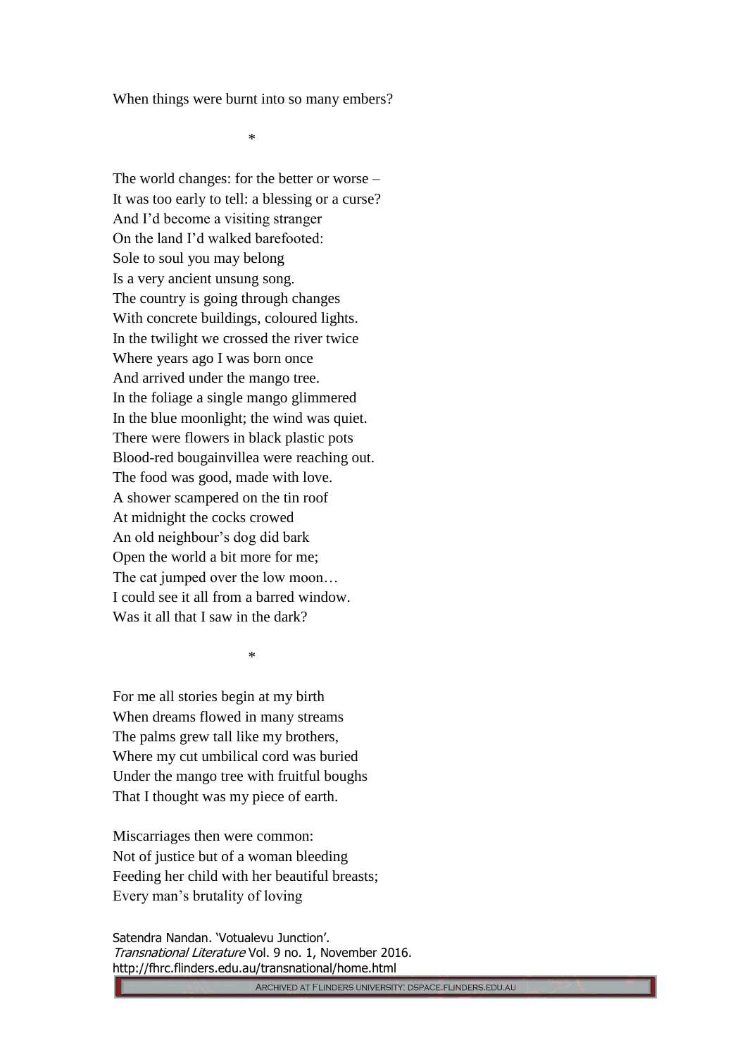When things were burnt into so many embers?

*

The world changes: for the better or worse –  
It was too early to tell: a blessing or a curse?  
And I'd become a visiting stranger  
On the land I'd walked barefooted:  
Sole to soul you may belong  
Is a very ancient unsung song.  
The country is going through changes  
With concrete buildings, coloured lights.  
In the twilight we crossed the river twice  
Where years ago I was born once  
And arrived under the mango tree.  
In the foliage a single mango glimmered  
In the blue moonlight; the wind was quiet.  
There were flowers in black plastic pots  
Blood-red bougainvillea were reaching out.  
The food was good, made with love.  
A shower scampered on the tin roof  
At midnight the cocks crowed  
An old neighbour's dog did bark  
Open the world a bit more for me;  
The cat jumped over the low moon…  
I could see it all from a barred window.  
Was it all that I saw in the dark?

*

For me all stories begin at my birth  
When dreams flowed in many streams  
The palms grew tall like my brothers,  
Where my cut umbilical cord was buried  
Under the mango tree with fruitful boughs  
That I thought was my piece of earth.

Miscarriages then were common:  
Not of justice but of a woman bleeding  
Feeding her child with her beautiful breasts;  
Every man's brutality of loving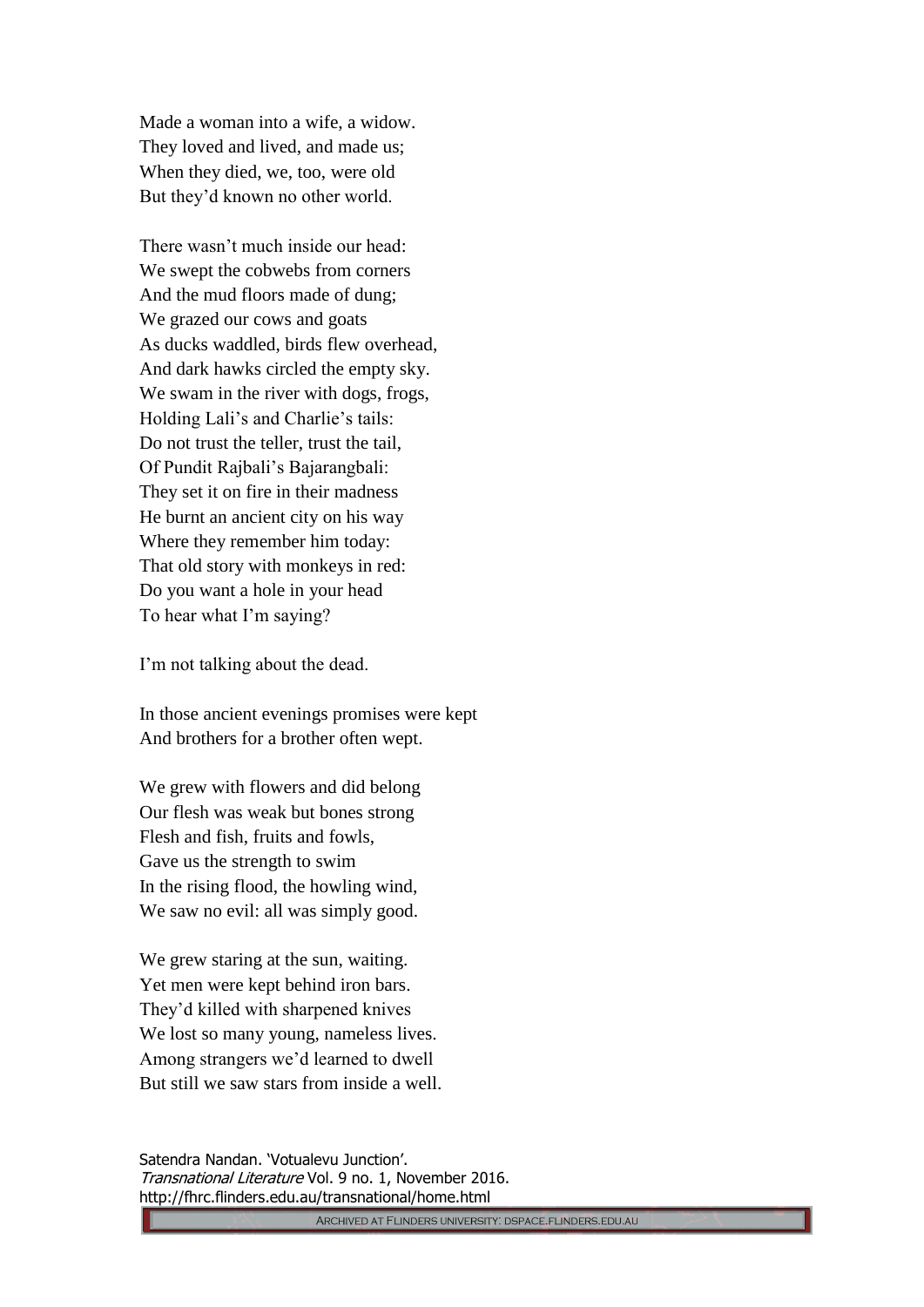Made a woman into a wife, a widow.  
They loved and lived, and made us;  
When they died, we, too, were old  
But they'd known no other world.

There wasn't much inside our head:  
We swept the cobwebs from corners  
And the mud floors made of dung;  
We grazed our cows and goats  
As ducks waddled, birds flew overhead,  
And dark hawks circled the empty sky.  
We swam in the river with dogs, frogs,  
Holding Lali's and Charlie's tails:  
Do not trust the teller, trust the tail,  
Of Pundit Rajbali's Bajarangbali:  
They set it on fire in their madness  
He burnt an ancient city on his way  
Where they remember him today:  
That old story with monkeys in red:  
Do you want a hole in your head  
To hear what I'm saying?

I'm not talking about the dead.

In those ancient evenings promises were kept  
And brothers for a brother often wept.

We grew with flowers and did belong  
Our flesh was weak but bones strong  
Flesh and fish, fruits and fowls,  
Gave us the strength to swim  
In the rising flood, the howling wind,  
We saw no evil: all was simply good.

We grew staring at the sun, waiting.  
Yet men were kept behind iron bars.  
They'd killed with sharpened knives  
We lost so many young, nameless lives.  
Among strangers we'd learned to dwell  
But still we saw stars from inside a well.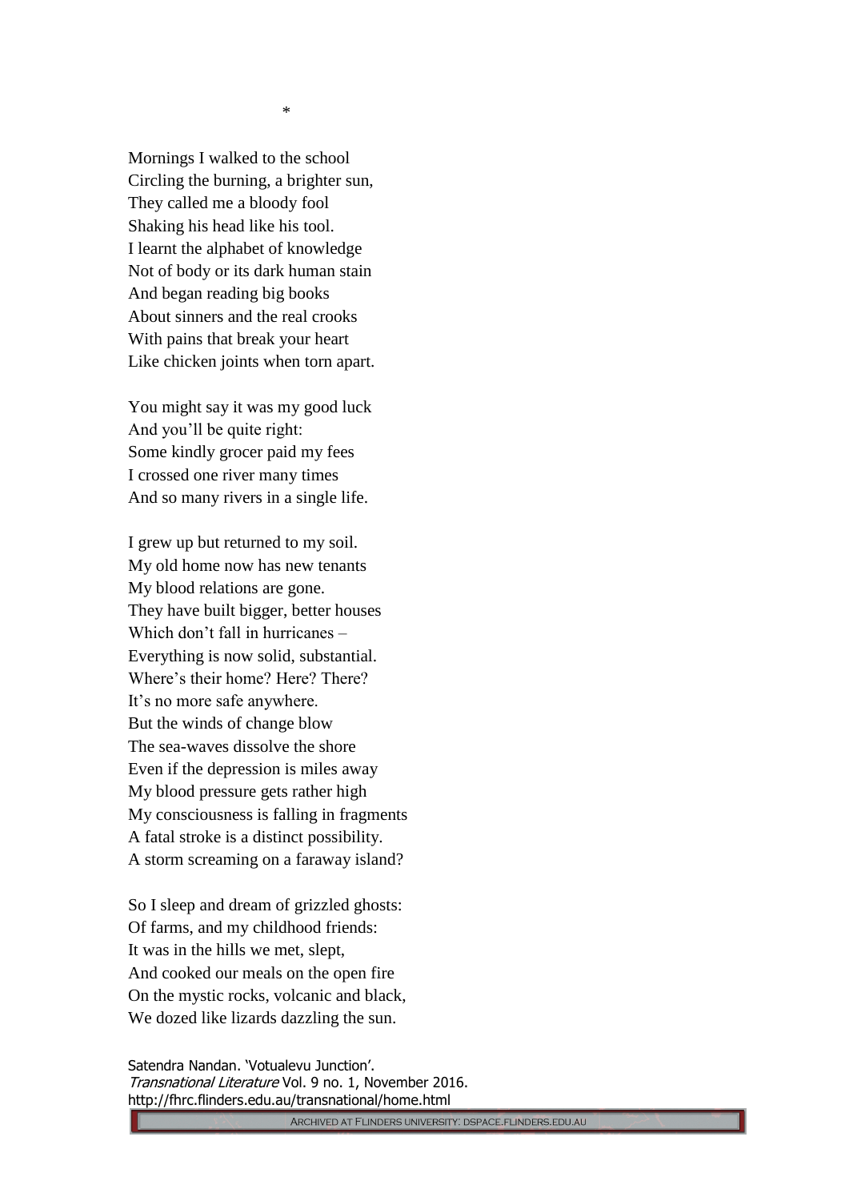*

Mornings I walked to the school  
Circling the burning, a brighter sun,  
They called me a bloody fool  
Shaking his head like his tool.  
I learnt the alphabet of knowledge  
Not of body or its dark human stain  
And began reading big books  
About sinners and the real crooks  
With pains that break your heart  
Like chicken joints when torn apart.

You might say it was my good luck  
And you'll be quite right:  
Some kindly grocer paid my fees  
I crossed one river many times  
And so many rivers in a single life.

I grew up but returned to my soil.  
My old home now has new tenants  
My blood relations are gone.  
They have built bigger, better houses  
Which don't fall in hurricanes –  
Everything is now solid, substantial.  
Where's their home? Here? There?  
It's no more safe anywhere.  
But the winds of change blow  
The sea-waves dissolve the shore  
Even if the depression is miles away  
My blood pressure gets rather high  
My consciousness is falling in fragments  
A fatal stroke is a distinct possibility.  
A storm screaming on a faraway island?

So I sleep and dream of grizzled ghosts:  
Of farms, and my childhood friends:  
It was in the hills we met, slept,  
And cooked our meals on the open fire  
On the mystic rocks, volcanic and black,  
We dozed like lizards dazzling the sun.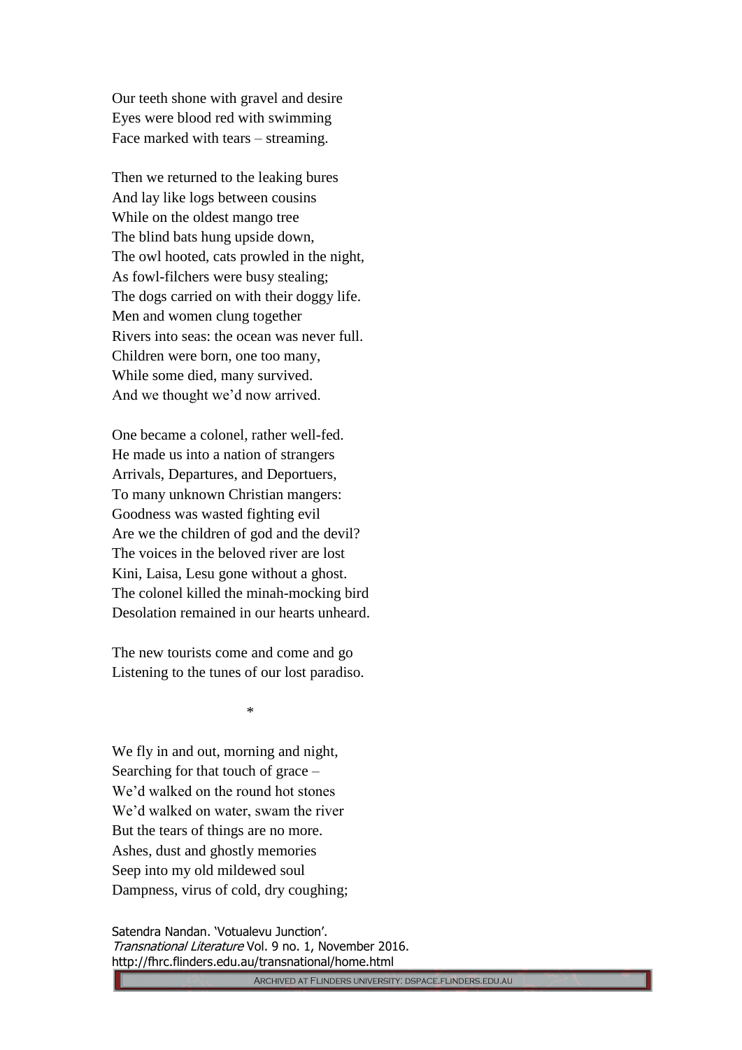Our teeth shone with gravel and desire
Eyes were blood red with swimming
Face marked with tears – streaming.

Then we returned to the leaking bures
And lay like logs between cousins
While on the oldest mango tree
The blind bats hung upside down,
The owl hooted, cats prowled in the night,
As fowl-filchers were busy stealing;
The dogs carried on with their doggy life.
Men and women clung together
Rivers into seas: the ocean was never full.
Children were born, one too many,
While some died, many survived.
And we thought we'd now arrived.

One became a colonel, rather well-fed.
He made us into a nation of strangers
Arrivals, Departures, and Deportuers,
To many unknown Christian mangers:
Goodness was wasted fighting evil
Are we the children of god and the devil?
The voices in the beloved river are lost
Kini, Laisa, Lesu gone without a ghost.
The colonel killed the minah-mocking bird
Desolation remained in our hearts unheard.

The new tourists come and come and go
Listening to the tunes of our lost paradiso.

*

We fly in and out, morning and night,
Searching for that touch of grace –
We'd walked on the round hot stones
We'd walked on water, swam the river
But the tears of things are no more.
Ashes, dust and ghostly memories
Seep into my old mildewed soul
Dampness, virus of cold, dry coughing;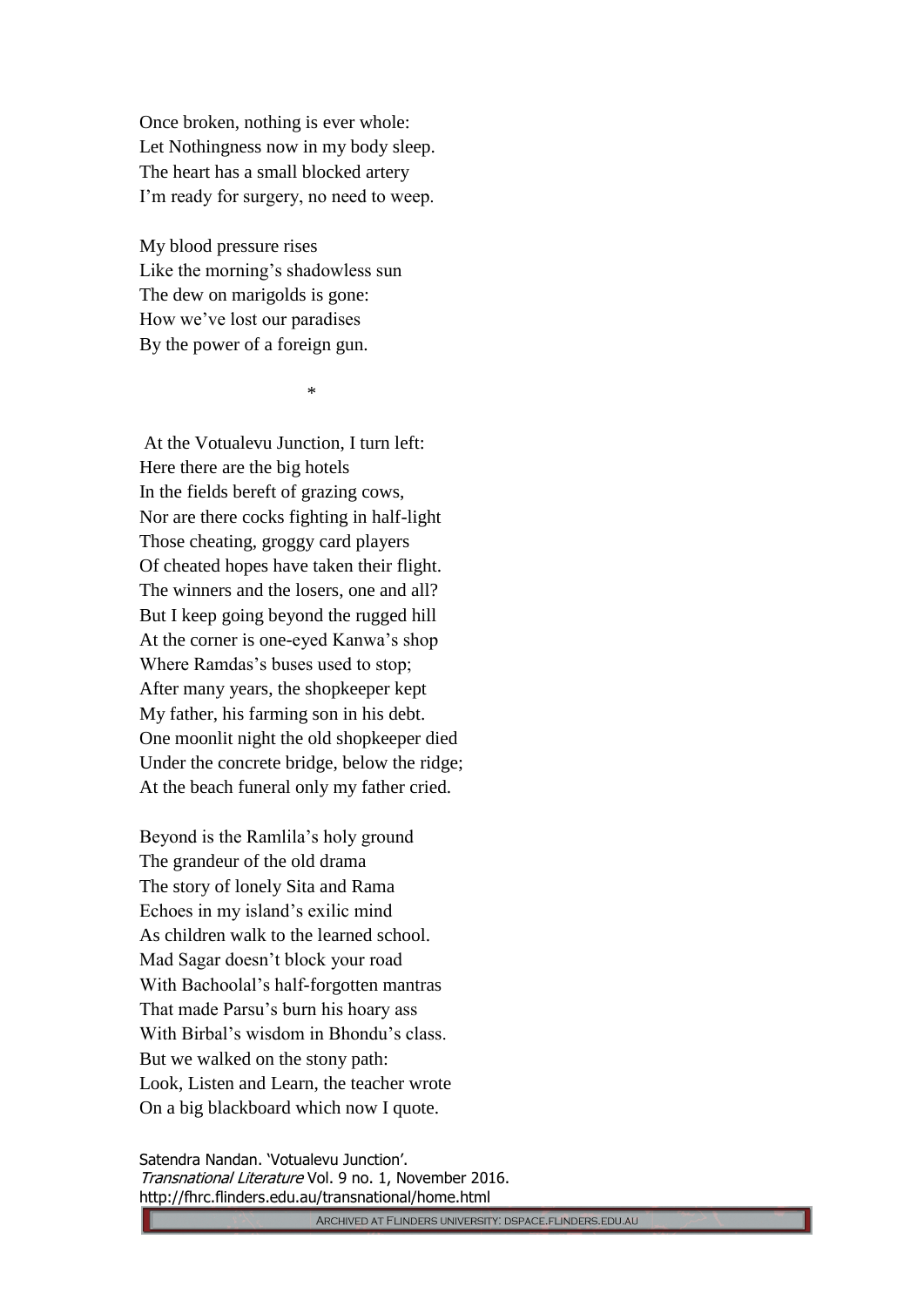Once broken, nothing is ever whole:
Let Nothingness now in my body sleep.
The heart has a small blocked artery
I'm ready for surgery, no need to weep.

My blood pressure rises
Like the morning's shadowless sun
The dew on marigolds is gone:
How we've lost our paradises
By the power of a foreign gun.

*

At the Votualevu Junction, I turn left:
Here there are the big hotels
In the fields bereft of grazing cows,
Nor are there cocks fighting in half-light
Those cheating, groggy card players
Of cheated hopes have taken their flight.
The winners and the losers, one and all?
But I keep going beyond the rugged hill
At the corner is one-eyed Kanwa's shop
Where Ramdas's buses used to stop;
After many years, the shopkeeper kept
My father, his farming son in his debt.
One moonlit night the old shopkeeper died
Under the concrete bridge, below the ridge;
At the beach funeral only my father cried.

Beyond is the Ramlila's holy ground
The grandeur of the old drama
The story of lonely Sita and Rama
Echoes in my island's exilic mind
As children walk to the learned school.
Mad Sagar doesn't block your road
With Bachoolal's half-forgotten mantras
That made Parsu's burn his hoary ass
With Birbal's wisdom in Bhondu's class.
But we walked on the stony path:
Look, Listen and Learn, the teacher wrote
On a big blackboard which now I quote.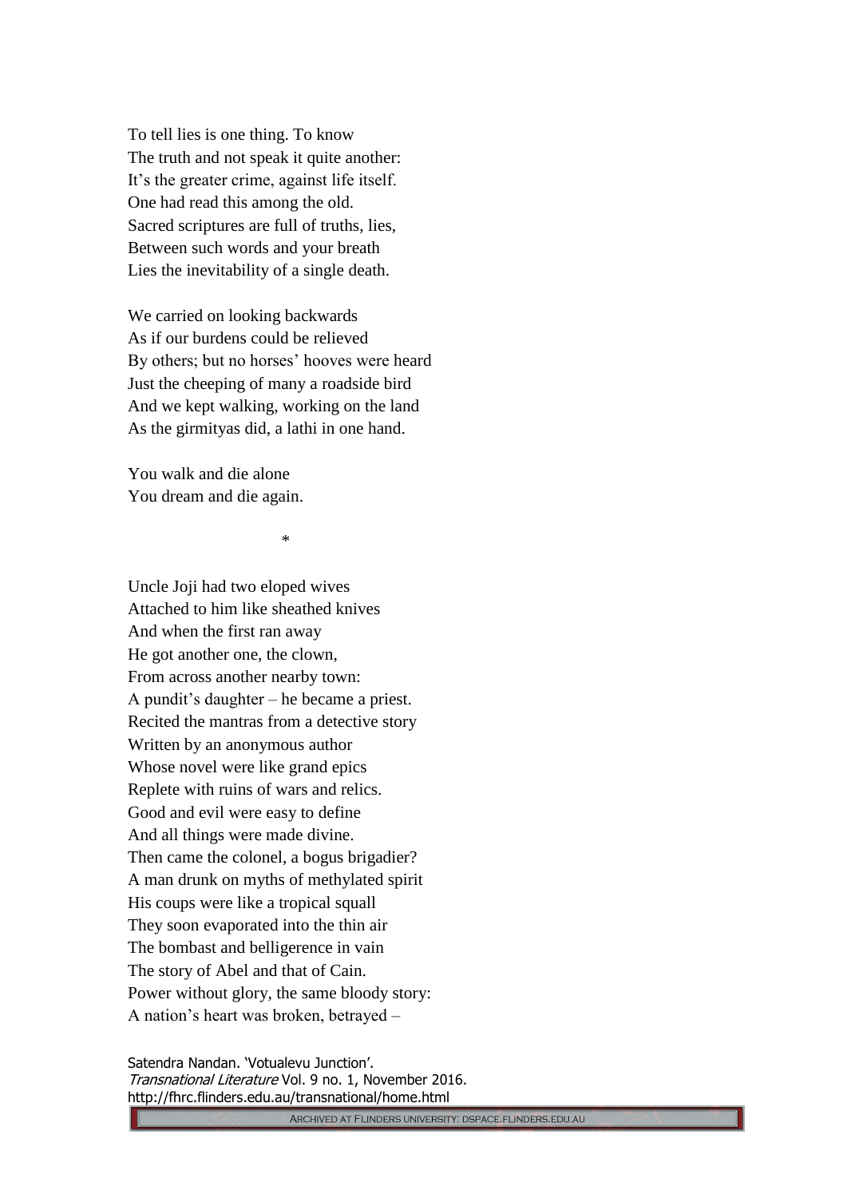To tell lies is one thing. To know
The truth and not speak it quite another:
It's the greater crime, against life itself.
One had read this among the old.
Sacred scriptures are full of truths, lies,
Between such words and your breath
Lies the inevitability of a single death.

We carried on looking backwards
As if our burdens could be relieved
By others; but no horses' hooves were heard
Just the cheeping of many a roadside bird
And we kept walking, working on the land
As the girmityas did, a lathi in one hand.

You walk and die alone
You dream and die again.

*

Uncle Joji had two eloped wives
Attached to him like sheathed knives
And when the first ran away
He got another one, the clown,
From across another nearby town:
A pundit's daughter – he became a priest.
Recited the mantras from a detective story
Written by an anonymous author
Whose novel were like grand epics
Replete with ruins of wars and relics.
Good and evil were easy to define
And all things were made divine.
Then came the colonel, a bogus brigadier?
A man drunk on myths of methylated spirit
His coups were like a tropical squall
They soon evaporated into the thin air
The bombast and belligerence in vain
The story of Abel and that of Cain.
Power without glory, the same bloody story:
A nation's heart was broken, betrayed –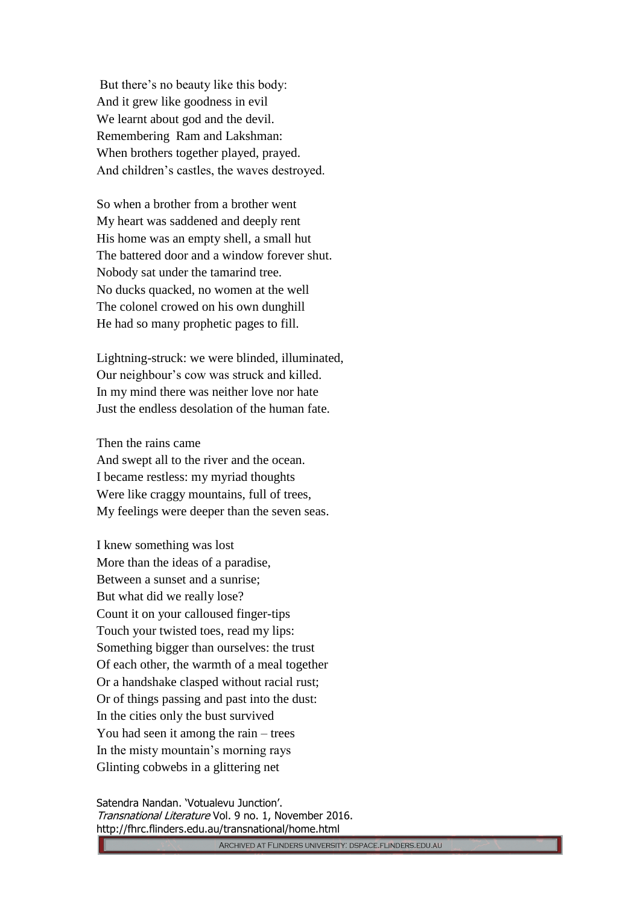But there's no beauty like this body:
And it grew like goodness in evil
We learnt about god and the devil.
Remembering  Ram and Lakshman:
When brothers together played, prayed.
And children's castles, the waves destroyed.

So when a brother from a brother went
My heart was saddened and deeply rent
His home was an empty shell, a small hut
The battered door and a window forever shut.
Nobody sat under the tamarind tree.
No ducks quacked, no women at the well
The colonel crowed on his own dunghill
He had so many prophetic pages to fill.

Lightning-struck: we were blinded, illuminated,
Our neighbour's cow was struck and killed.
In my mind there was neither love nor hate
Just the endless desolation of the human fate.

Then the rains came
And swept all to the river and the ocean.
I became restless: my myriad thoughts
Were like craggy mountains, full of trees,
My feelings were deeper than the seven seas.

I knew something was lost
More than the ideas of a paradise,
Between a sunset and a sunrise;
But what did we really lose?
Count it on your calloused finger-tips
Touch your twisted toes, read my lips:
Something bigger than ourselves: the trust
Of each other, the warmth of a meal together
Or a handshake clasped without racial rust;
Or of things passing and past into the dust:
In the cities only the bust survived
You had seen it among the rain – trees
In the misty mountain's morning rays
Glinting cobwebs in a glittering net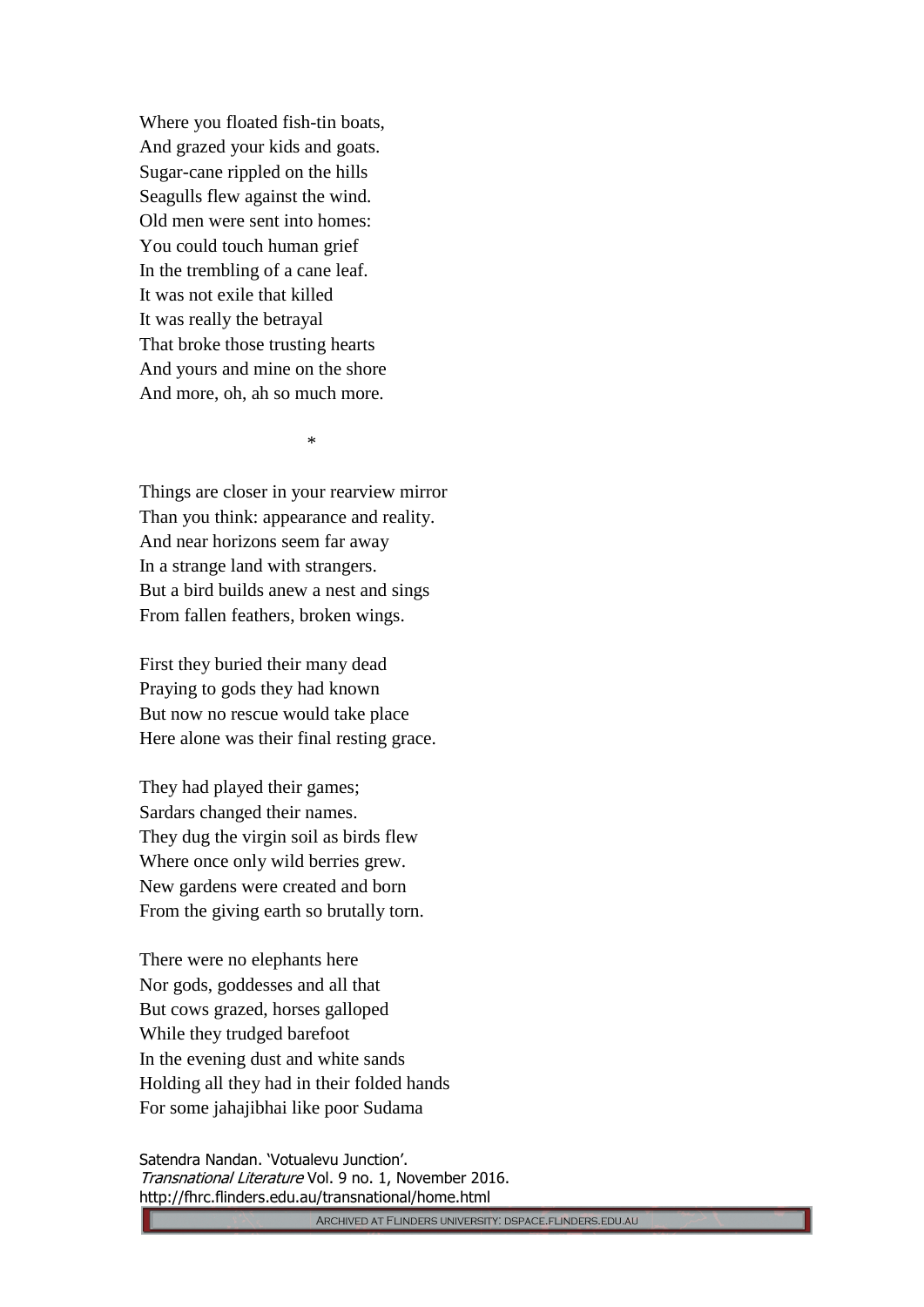Where you floated fish-tin boats,
And grazed your kids and goats.
Sugar-cane rippled on the hills
Seagulls flew against the wind.
Old men were sent into homes:
You could touch human grief
In the trembling of a cane leaf.
It was not exile that killed
It was really the betrayal
That broke those trusting hearts
And yours and mine on the shore
And more, oh, ah so much more.

*

Things are closer in your rearview mirror
Than you think: appearance and reality.
And near horizons seem far away
In a strange land with strangers.
But a bird builds anew a nest and sings
From fallen feathers, broken wings.

First they buried their many dead
Praying to gods they had known
But now no rescue would take place
Here alone was their final resting grace.

They had played their games;
Sardars changed their names.
They dug the virgin soil as birds flew
Where once only wild berries grew.
New gardens were created and born
From the giving earth so brutally torn.

There were no elephants here
Nor gods, goddesses and all that
But cows grazed, horses galloped
While they trudged barefoot
In the evening dust and white sands
Holding all they had in their folded hands
For some jahajibhai like poor Sudama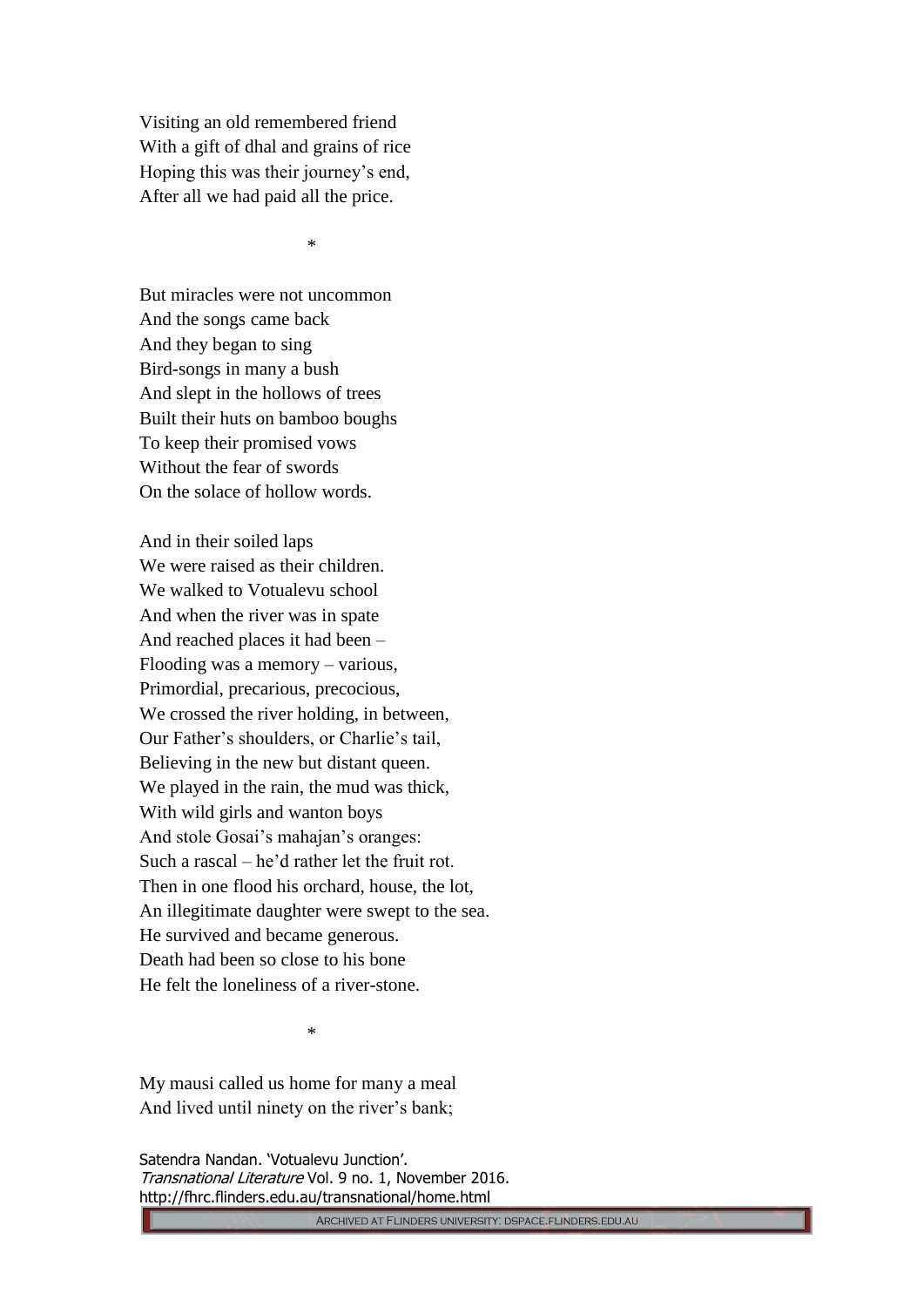Visiting an old remembered friend  
With a gift of dhal and grains of rice  
Hoping this was their journey's end,  
After all we had paid all the price.

*

But miracles were not uncommon  
And the songs came back  
And they began to sing  
Bird-songs in many a bush  
And slept in the hollows of trees  
Built their huts on bamboo boughs  
To keep their promised vows  
Without the fear of swords  
On the solace of hollow words.

And in their soiled laps  
We were raised as their children.  
We walked to Votualevu school  
And when the river was in spate  
And reached places it had been –  
Flooding was a memory – various,  
Primordial, precarious, precocious,  
We crossed the river holding, in between,  
Our Father's shoulders, or Charlie's tail,  
Believing in the new but distant queen.  
We played in the rain, the mud was thick,  
With wild girls and wanton boys  
And stole Gosai's mahajan's oranges:  
Such a rascal – he'd rather let the fruit rot.  
Then in one flood his orchard, house, the lot,  
An illegitimate daughter were swept to the sea.  
He survived and became generous.  
Death had been so close to his bone  
He felt the loneliness of a river-stone.

*

My mausi called us home for many a meal  
And lived until ninety on the river's bank;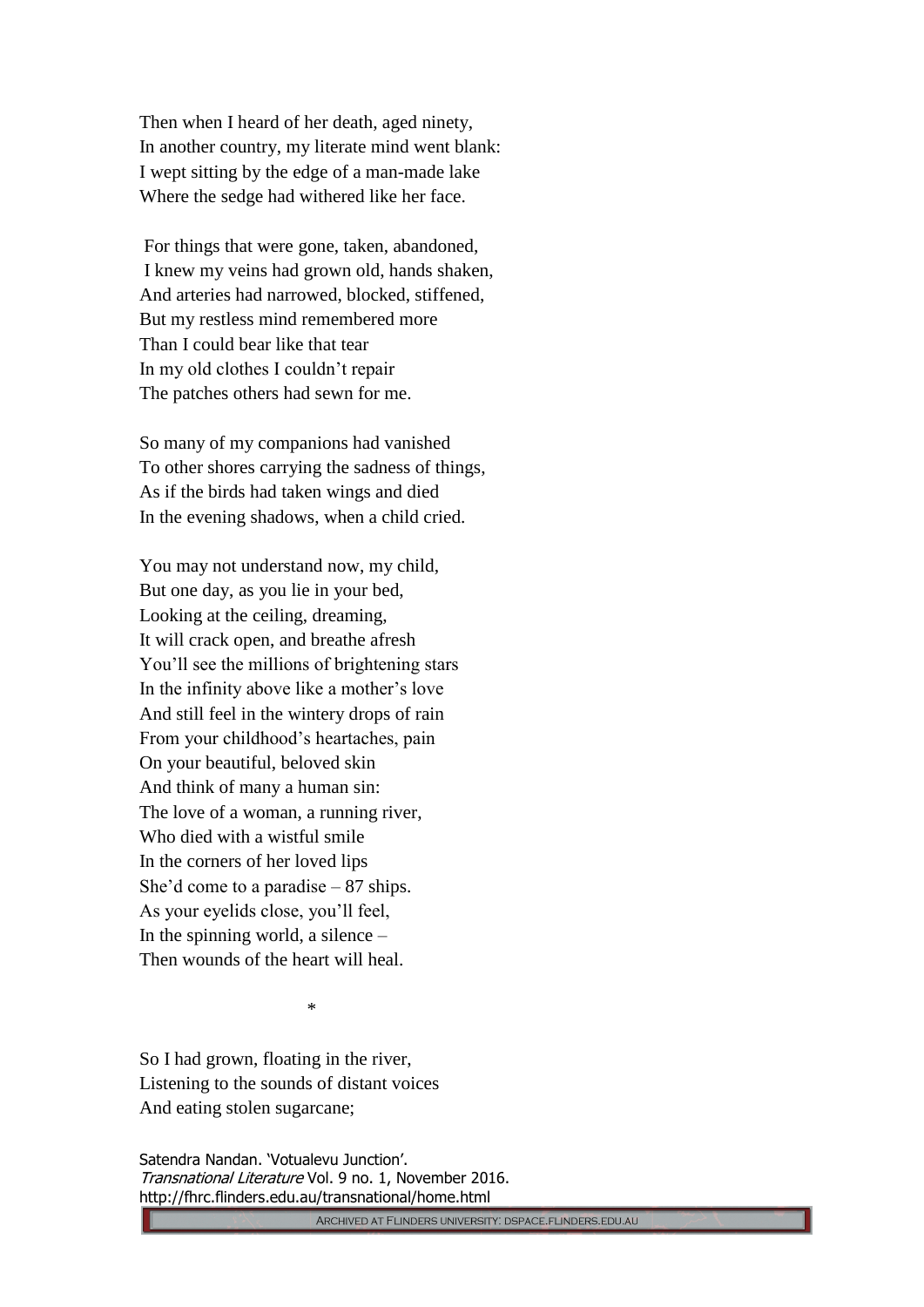Then when I heard of her death, aged ninety,  
In another country, my literate mind went blank:  
I wept sitting by the edge of a man-made lake  
Where the sedge had withered like her face.

For things that were gone, taken, abandoned,  
I knew my veins had grown old, hands shaken,  
And arteries had narrowed, blocked, stiffened,  
But my restless mind remembered more  
Than I could bear like that tear  
In my old clothes I couldn't repair  
The patches others had sewn for me.

So many of my companions had vanished  
To other shores carrying the sadness of things,  
As if the birds had taken wings and died  
In the evening shadows, when a child cried.

You may not understand now, my child,  
But one day, as you lie in your bed,  
Looking at the ceiling, dreaming,  
It will crack open, and breathe afresh  
You'll see the millions of brightening stars  
In the infinity above like a mother's love  
And still feel in the wintery drops of rain  
From your childhood's heartaches, pain  
On your beautiful, beloved skin  
And think of many a human sin:  
The love of a woman, a running river,  
Who died with a wistful smile  
In the corners of her loved lips  
She'd come to a paradise – 87 ships.  
As your eyelids close, you'll feel,  
In the spinning world, a silence –  
Then wounds of the heart will heal.

*

So I had grown, floating in the river,  
Listening to the sounds of distant voices  
And eating stolen sugarcane;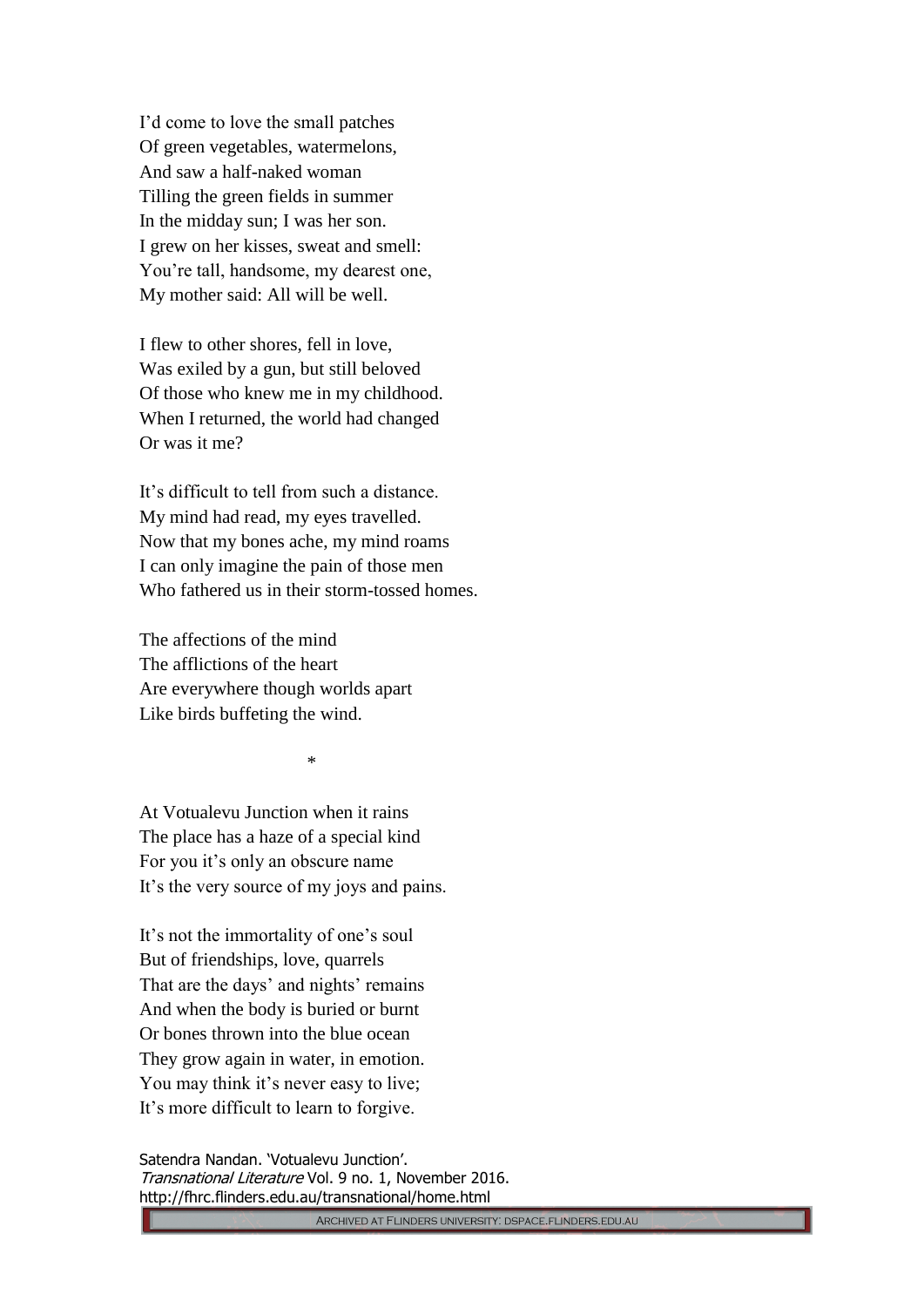I'd come to love the small patches  
Of green vegetables, watermelons,  
And saw a half-naked woman  
Tilling the green fields in summer  
In the midday sun; I was her son.  
I grew on her kisses, sweat and smell:  
You're tall, handsome, my dearest one,  
My mother said: All will be well.

I flew to other shores, fell in love,  
Was exiled by a gun, but still beloved  
Of those who knew me in my childhood.  
When I returned, the world had changed  
Or was it me?

It's difficult to tell from such a distance.  
My mind had read, my eyes travelled.  
Now that my bones ache, my mind roams  
I can only imagine the pain of those men  
Who fathered us in their storm-tossed homes.

The affections of the mind  
The afflictions of the heart  
Are everywhere though worlds apart  
Like birds buffeting the wind.

*

At Votualevu Junction when it rains  
The place has a haze of a special kind  
For you it's only an obscure name  
It's the very source of my joys and pains.

It's not the immortality of one's soul  
But of friendships, love, quarrels  
That are the days' and nights' remains  
And when the body is buried or burnt  
Or bones thrown into the blue ocean  
They grow again in water, in emotion.  
You may think it's never easy to live;  
It's more difficult to learn to forgive.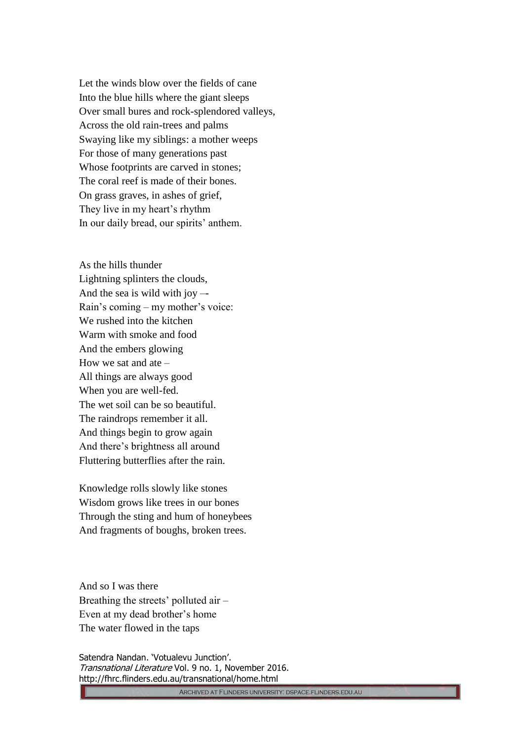Let the winds blow over the fields of cane  
Into the blue hills where the giant sleeps  
Over small bures and rock-splendored valleys,  
Across the old rain-trees and palms  
Swaying like my siblings: a mother weeps  
For those of many generations past  
Whose footprints are carved in stones;  
The coral reef is made of their bones.  
On grass graves, in ashes of grief,  
They live in my heart's rhythm  
In our daily bread, our spirits' anthem.

As the hills thunder  
Lightning splinters the clouds,  
And the sea is wild with joy –-  
Rain's coming – my mother's voice:  
We rushed into the kitchen  
Warm with smoke and food  
And the embers glowing  
How we sat and ate –  
All things are always good  
When you are well-fed.  
The wet soil can be so beautiful.  
The raindrops remember it all.  
And things begin to grow again  
And there's brightness all around  
Fluttering butterflies after the rain.

Knowledge rolls slowly like stones  
Wisdom grows like trees in our bones  
Through the sting and hum of honeybees  
And fragments of boughs, broken trees.

And so I was there  
Breathing the streets' polluted air –  
Even at my dead brother's home  
The water flowed in the taps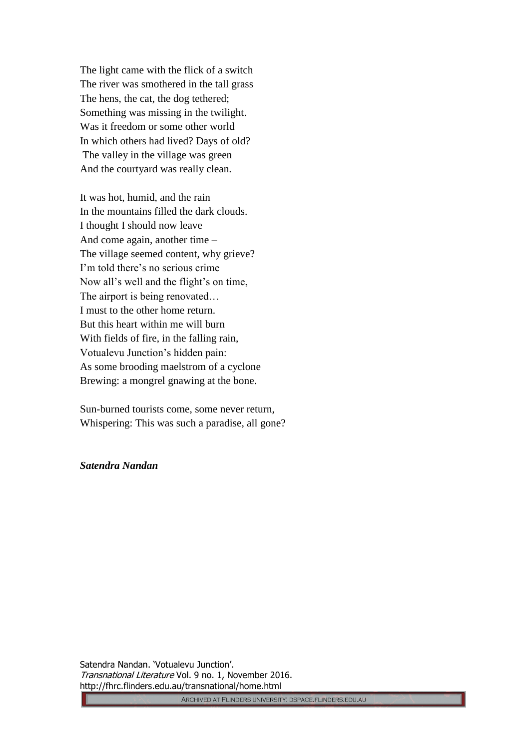The light came with the flick of a switch
The river was smothered in the tall grass
The hens, the cat, the dog tethered;
Something was missing in the twilight.
Was it freedom or some other world
In which others had lived? Days of old?
 The valley in the village was green
And the courtyard was really clean.

It was hot, humid, and the rain
In the mountains filled the dark clouds.
I thought I should now leave
And come again, another time –
The village seemed content, why grieve?
I'm told there's no serious crime
Now all's well and the flight's on time,
The airport is being renovated…
I must to the other home return.
But this heart within me will burn
With fields of fire, in the falling rain,
Votualevu Junction's hidden pain:
As some brooding maelstrom of a cyclone
Brewing: a mongrel gnawing at the bone.

Sun-burned tourists come, some never return,
Whispering: This was such a paradise, all gone?

***Satendra Nandan***

Satendra Nandan. 'Votualevu Junction'.
*Transnational Literature* Vol. 9 no. 1, November 2016.
http://fhrc.flinders.edu.au/transnational/home.html